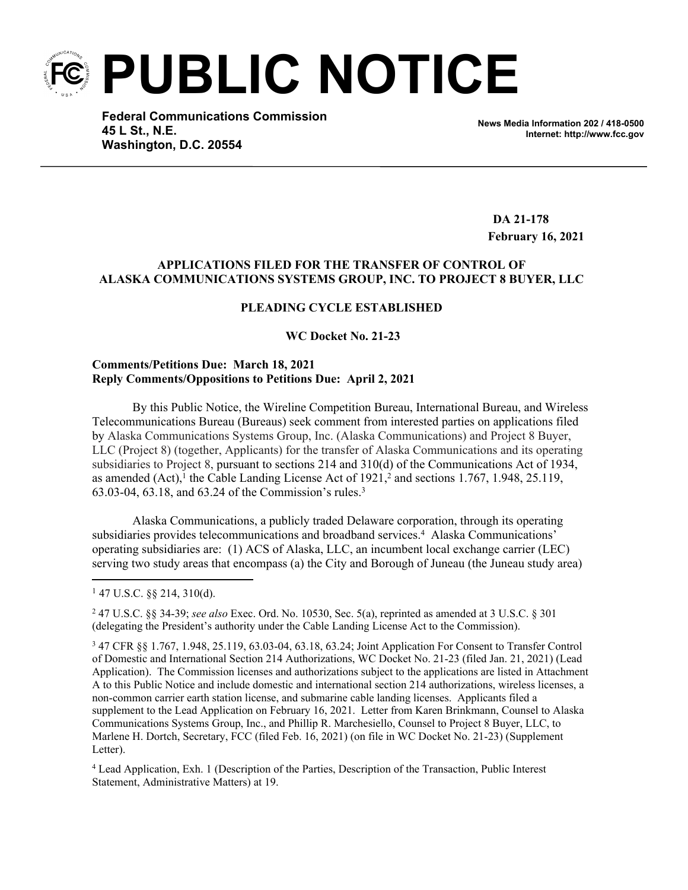# PUBLIC NOTICE

**Federal Communications Commission**
**45 L St., N.E.**
**Washington, D.C. 20554**

**News Media Information 202 / 418-0500**
**Internet: http://www.fcc.gov**

**DA 21-178**
**February 16, 2021**

**APPLICATIONS FILED FOR THE TRANSFER OF CONTROL OF ALASKA COMMUNICATIONS SYSTEMS GROUP, INC. TO PROJECT 8 BUYER, LLC**

**PLEADING CYCLE ESTABLISHED**

**WC Docket No. 21-23**

**Comments/Petitions Due: March 18, 2021**
**Reply Comments/Oppositions to Petitions Due: April 2, 2021**

By this Public Notice, the Wireline Competition Bureau, International Bureau, and Wireless Telecommunications Bureau (Bureaus) seek comment from interested parties on applications filed by Alaska Communications Systems Group, Inc. (Alaska Communications) and Project 8 Buyer, LLC (Project 8) (together, Applicants) for the transfer of Alaska Communications and its operating subsidiaries to Project 8, pursuant to sections 214 and 310(d) of the Communications Act of 1934, as amended (Act),[1] the Cable Landing License Act of 1921,[2] and sections 1.767, 1.948, 25.119, 63.03-04, 63.18, and 63.24 of the Commission's rules.[3]

Alaska Communications, a publicly traded Delaware corporation, through its operating subsidiaries provides telecommunications and broadband services.[4] Alaska Communications' operating subsidiaries are: (1) ACS of Alaska, LLC, an incumbent local exchange carrier (LEC) serving two study areas that encompass (a) the City and Borough of Juneau (the Juneau study area)

---

[1] 47 U.S.C. §§ 214, 310(d).

[2] 47 U.S.C. §§ 34-39; *see also* Exec. Ord. No. 10530, Sec. 5(a), reprinted as amended at 3 U.S.C. § 301 (delegating the President's authority under the Cable Landing License Act to the Commission).

[3] 47 CFR §§ 1.767, 1.948, 25.119, 63.03-04, 63.18, 63.24; Joint Application For Consent to Transfer Control of Domestic and International Section 214 Authorizations, WC Docket No. 21-23 (filed Jan. 21, 2021) (Lead Application). The Commission licenses and authorizations subject to the applications are listed in Attachment A to this Public Notice and include domestic and international section 214 authorizations, wireless licenses, a non-common carrier earth station license, and submarine cable landing licenses. Applicants filed a supplement to the Lead Application on February 16, 2021. Letter from Karen Brinkmann, Counsel to Alaska Communications Systems Group, Inc., and Phillip R. Marchesiello, Counsel to Project 8 Buyer, LLC, to Marlene H. Dortch, Secretary, FCC (filed Feb. 16, 2021) (on file in WC Docket No. 21-23) (Supplement Letter).

[4] Lead Application, Exh. 1 (Description of the Parties, Description of the Transaction, Public Interest Statement, Administrative Matters) at 19.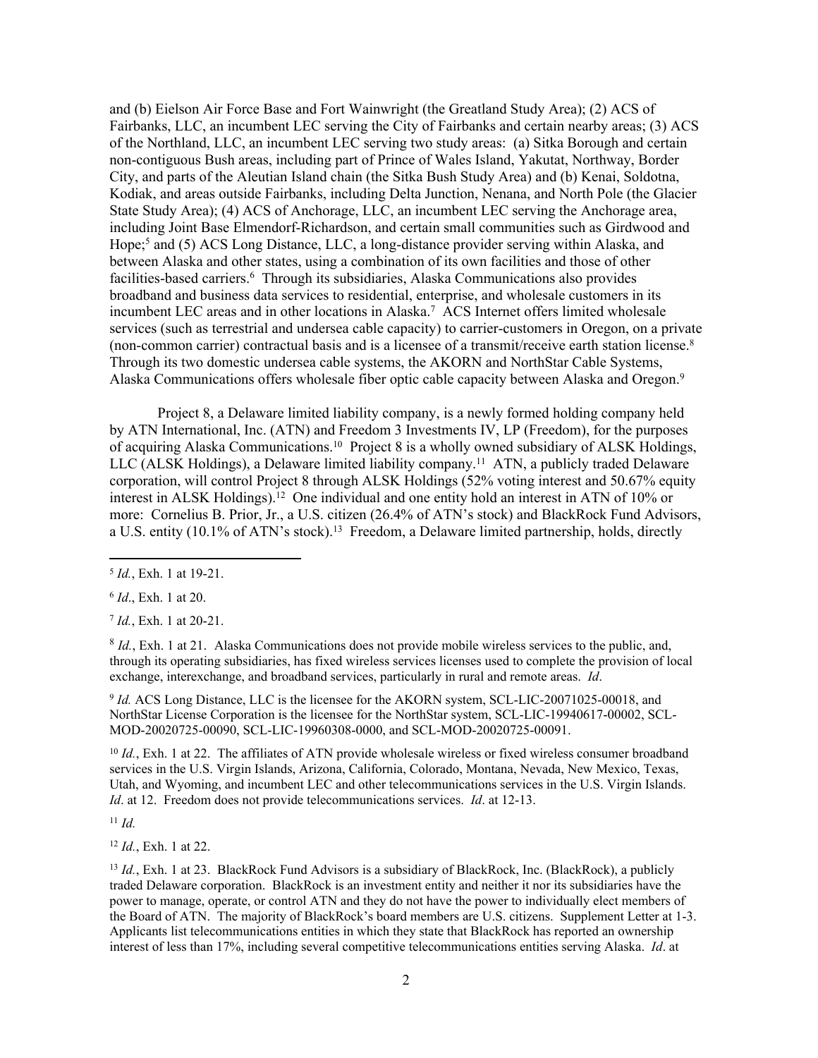and (b) Eielson Air Force Base and Fort Wainwright (the Greatland Study Area); (2) ACS of Fairbanks, LLC, an incumbent LEC serving the City of Fairbanks and certain nearby areas; (3) ACS of the Northland, LLC, an incumbent LEC serving two study areas: (a) Sitka Borough and certain non-contiguous Bush areas, including part of Prince of Wales Island, Yakutat, Northway, Border City, and parts of the Aleutian Island chain (the Sitka Bush Study Area) and (b) Kenai, Soldotna, Kodiak, and areas outside Fairbanks, including Delta Junction, Nenana, and North Pole (the Glacier State Study Area); (4) ACS of Anchorage, LLC, an incumbent LEC serving the Anchorage area, including Joint Base Elmendorf-Richardson, and certain small communities such as Girdwood and Hope;[5] and (5) ACS Long Distance, LLC, a long-distance provider serving within Alaska, and between Alaska and other states, using a combination of its own facilities and those of other facilities-based carriers.[6] Through its subsidiaries, Alaska Communications also provides broadband and business data services to residential, enterprise, and wholesale customers in its incumbent LEC areas and in other locations in Alaska.[7] ACS Internet offers limited wholesale services (such as terrestrial and undersea cable capacity) to carrier-customers in Oregon, on a private (non-common carrier) contractual basis and is a licensee of a transmit/receive earth station license.[8] Through its two domestic undersea cable systems, the AKORN and NorthStar Cable Systems, Alaska Communications offers wholesale fiber optic cable capacity between Alaska and Oregon.[9]

Project 8, a Delaware limited liability company, is a newly formed holding company held by ATN International, Inc. (ATN) and Freedom 3 Investments IV, LP (Freedom), for the purposes of acquiring Alaska Communications.[10] Project 8 is a wholly owned subsidiary of ALSK Holdings, LLC (ALSK Holdings), a Delaware limited liability company.[11] ATN, a publicly traded Delaware corporation, will control Project 8 through ALSK Holdings (52% voting interest and 50.67% equity interest in ALSK Holdings).[12] One individual and one entity hold an interest in ATN of 10% or more: Cornelius B. Prior, Jr., a U.S. citizen (26.4% of ATN's stock) and BlackRock Fund Advisors, a U.S. entity (10.1% of ATN's stock).[13] Freedom, a Delaware limited partnership, holds, directly

---

[5] *Id.*, Exh. 1 at 19-21.

[6] *Id*., Exh. 1 at 20.

[7] *Id.*, Exh. 1 at 20-21.

[8] *Id.*, Exh. 1 at 21. Alaska Communications does not provide mobile wireless services to the public, and, through its operating subsidiaries, has fixed wireless services licenses used to complete the provision of local exchange, interexchange, and broadband services, particularly in rural and remote areas. *Id*.

[9] *Id.* ACS Long Distance, LLC is the licensee for the AKORN system, SCL-LIC-20071025-00018, and NorthStar License Corporation is the licensee for the NorthStar system, SCL-LIC-19940617-00002, SCL-MOD-20020725-00090, SCL-LIC-19960308-0000, and SCL-MOD-20020725-00091.

[10] *Id.*, Exh. 1 at 22. The affiliates of ATN provide wholesale wireless or fixed wireless consumer broadband services in the U.S. Virgin Islands, Arizona, California, Colorado, Montana, Nevada, New Mexico, Texas, Utah, and Wyoming, and incumbent LEC and other telecommunications services in the U.S. Virgin Islands. *Id*. at 12. Freedom does not provide telecommunications services. *Id*. at 12-13.

[11] *Id.*

[12] *Id.*, Exh. 1 at 22.

[13] *Id.*, Exh. 1 at 23. BlackRock Fund Advisors is a subsidiary of BlackRock, Inc. (BlackRock), a publicly traded Delaware corporation. BlackRock is an investment entity and neither it nor its subsidiaries have the power to manage, operate, or control ATN and they do not have the power to individually elect members of the Board of ATN. The majority of BlackRock's board members are U.S. citizens. Supplement Letter at 1-3. Applicants list telecommunications entities in which they state that BlackRock has reported an ownership interest of less than 17%, including several competitive telecommunications entities serving Alaska. *Id*. at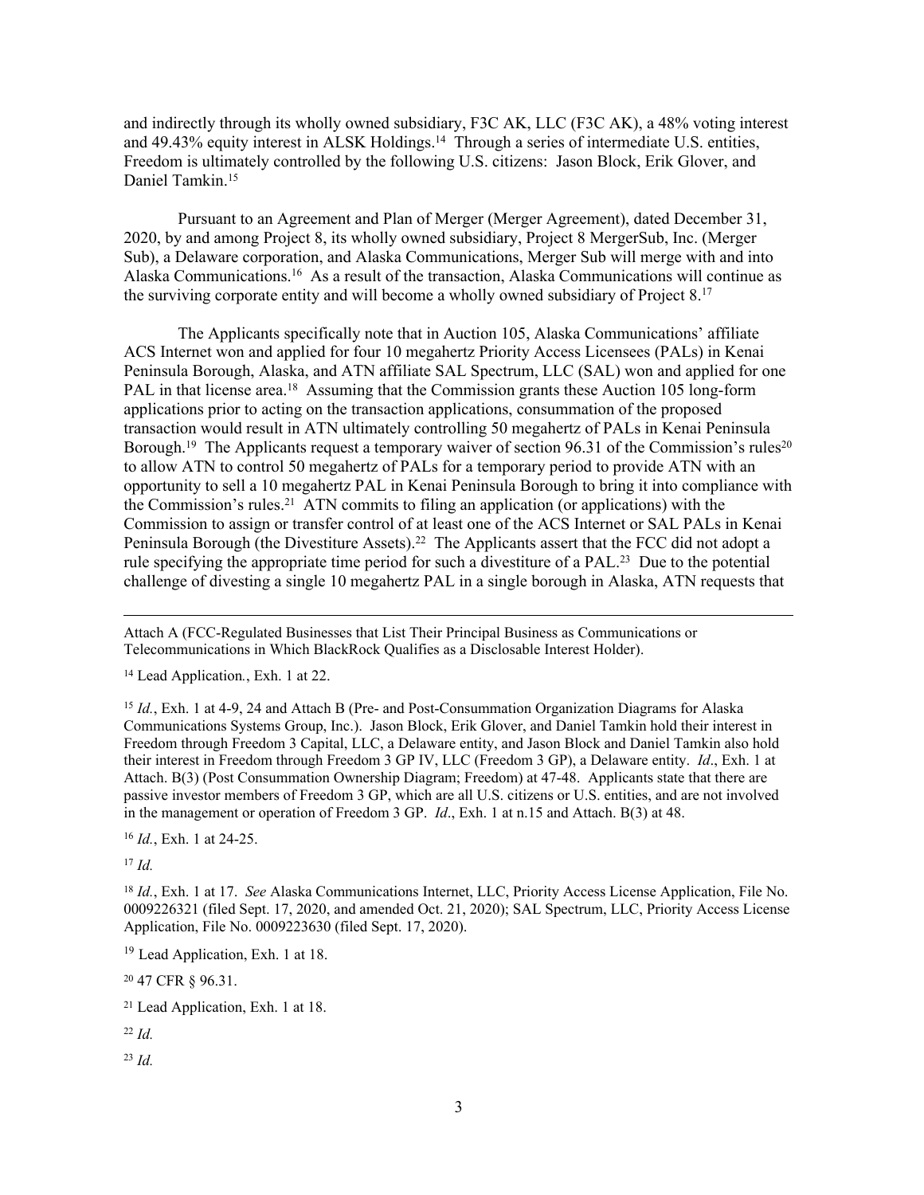and indirectly through its wholly owned subsidiary, F3C AK, LLC (F3C AK), a 48% voting interest and 49.43% equity interest in ALSK Holdings.[14] Through a series of intermediate U.S. entities, Freedom is ultimately controlled by the following U.S. citizens: Jason Block, Erik Glover, and Daniel Tamkin.[15]

Pursuant to an Agreement and Plan of Merger (Merger Agreement), dated December 31, 2020, by and among Project 8, its wholly owned subsidiary, Project 8 MergerSub, Inc. (Merger Sub), a Delaware corporation, and Alaska Communications, Merger Sub will merge with and into Alaska Communications.[16] As a result of the transaction, Alaska Communications will continue as the surviving corporate entity and will become a wholly owned subsidiary of Project 8.[17]

The Applicants specifically note that in Auction 105, Alaska Communications' affiliate ACS Internet won and applied for four 10 megahertz Priority Access Licensees (PALs) in Kenai Peninsula Borough, Alaska, and ATN affiliate SAL Spectrum, LLC (SAL) won and applied for one PAL in that license area.[18] Assuming that the Commission grants these Auction 105 long-form applications prior to acting on the transaction applications, consummation of the proposed transaction would result in ATN ultimately controlling 50 megahertz of PALs in Kenai Peninsula Borough.[19] The Applicants request a temporary waiver of section 96.31 of the Commission's rules[20] to allow ATN to control 50 megahertz of PALs for a temporary period to provide ATN with an opportunity to sell a 10 megahertz PAL in Kenai Peninsula Borough to bring it into compliance with the Commission's rules.[21] ATN commits to filing an application (or applications) with the Commission to assign or transfer control of at least one of the ACS Internet or SAL PALs in Kenai Peninsula Borough (the Divestiture Assets).[22] The Applicants assert that the FCC did not adopt a rule specifying the appropriate time period for such a divestiture of a PAL.[23] Due to the potential challenge of divesting a single 10 megahertz PAL in a single borough in Alaska, ATN requests that

---

Attach A (FCC-Regulated Businesses that List Their Principal Business as Communications or Telecommunications in Which BlackRock Qualifies as a Disclosable Interest Holder).

[14] Lead Application., Exh. 1 at 22.

[15] *Id.*, Exh. 1 at 4-9, 24 and Attach B (Pre- and Post-Consummation Organization Diagrams for Alaska Communications Systems Group, Inc.). Jason Block, Erik Glover, and Daniel Tamkin hold their interest in Freedom through Freedom 3 Capital, LLC, a Delaware entity, and Jason Block and Daniel Tamkin also hold their interest in Freedom through Freedom 3 GP IV, LLC (Freedom 3 GP), a Delaware entity. *Id*., Exh. 1 at Attach. B(3) (Post Consummation Ownership Diagram; Freedom) at 47-48. Applicants state that there are passive investor members of Freedom 3 GP, which are all U.S. citizens or U.S. entities, and are not involved in the management or operation of Freedom 3 GP. *Id*., Exh. 1 at n.15 and Attach. B(3) at 48.

[16] *Id.*, Exh. 1 at 24-25.

[17] *Id.*

[18] *Id.*, Exh. 1 at 17. *See* Alaska Communications Internet, LLC, Priority Access License Application, File No. 0009226321 (filed Sept. 17, 2020, and amended Oct. 21, 2020); SAL Spectrum, LLC, Priority Access License Application, File No. 0009223630 (filed Sept. 17, 2020).

[19] Lead Application, Exh. 1 at 18.

[20] 47 CFR § 96.31.

[21] Lead Application, Exh. 1 at 18.

[22] *Id.*

[23] *Id.*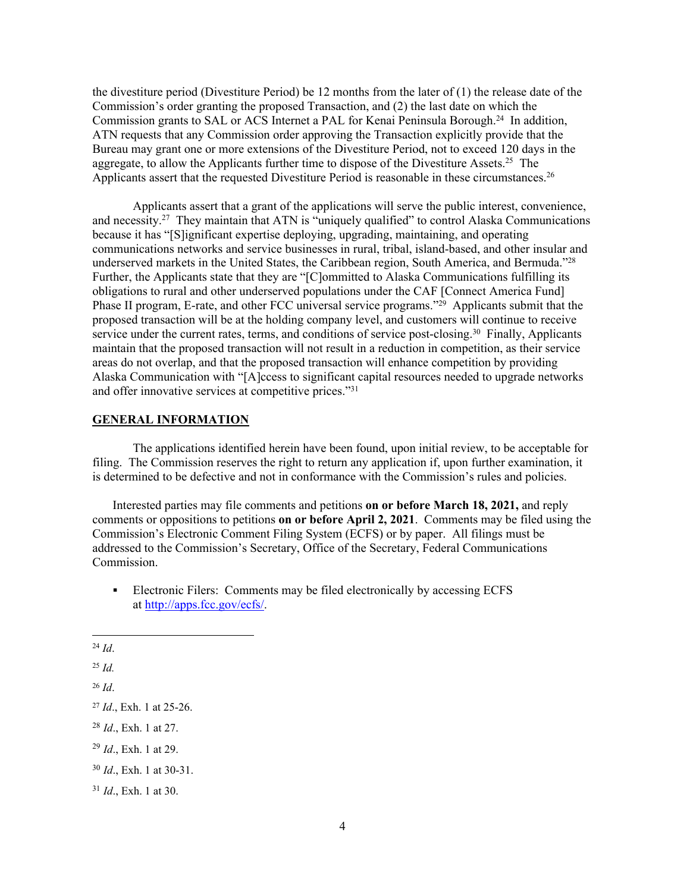the divestiture period (Divestiture Period) be 12 months from the later of (1) the release date of the Commission's order granting the proposed Transaction, and (2) the last date on which the Commission grants to SAL or ACS Internet a PAL for Kenai Peninsula Borough.[24] In addition, ATN requests that any Commission order approving the Transaction explicitly provide that the Bureau may grant one or more extensions of the Divestiture Period, not to exceed 120 days in the aggregate, to allow the Applicants further time to dispose of the Divestiture Assets.[25] The Applicants assert that the requested Divestiture Period is reasonable in these circumstances.[26]

Applicants assert that a grant of the applications will serve the public interest, convenience, and necessity.[27] They maintain that ATN is "uniquely qualified" to control Alaska Communications because it has "[S]ignificant expertise deploying, upgrading, maintaining, and operating communications networks and service businesses in rural, tribal, island-based, and other insular and underserved markets in the United States, the Caribbean region, South America, and Bermuda."[28] Further, the Applicants state that they are "[C]ommitted to Alaska Communications fulfilling its obligations to rural and other underserved populations under the CAF [Connect America Fund] Phase II program, E-rate, and other FCC universal service programs."[29] Applicants submit that the proposed transaction will be at the holding company level, and customers will continue to receive service under the current rates, terms, and conditions of service post-closing.[30] Finally, Applicants maintain that the proposed transaction will not result in a reduction in competition, as their service areas do not overlap, and that the proposed transaction will enhance competition by providing Alaska Communication with "[A]ccess to significant capital resources needed to upgrade networks and offer innovative services at competitive prices."[31]

**GENERAL INFORMATION**

The applications identified herein have been found, upon initial review, to be acceptable for filing. The Commission reserves the right to return any application if, upon further examination, it is determined to be defective and not in conformance with the Commission's rules and policies.

Interested parties may file comments and petitions **on or before March 18, 2021,** and reply comments or oppositions to petitions **on or before April 2, 2021**. Comments may be filed using the Commission's Electronic Comment Filing System (ECFS) or by paper. All filings must be addressed to the Commission's Secretary, Office of the Secretary, Federal Communications Commission.

- Electronic Filers: Comments may be filed electronically by accessing ECFS at http://apps.fcc.gov/ecfs/.

---

[24] *Id*.

[25] *Id.*

[26] *Id*.

[27] *Id*., Exh. 1 at 25-26.

[28] *Id*., Exh. 1 at 27.

[29] *Id*., Exh. 1 at 29.

[30] *Id*., Exh. 1 at 30-31.

[31] *Id*., Exh. 1 at 30.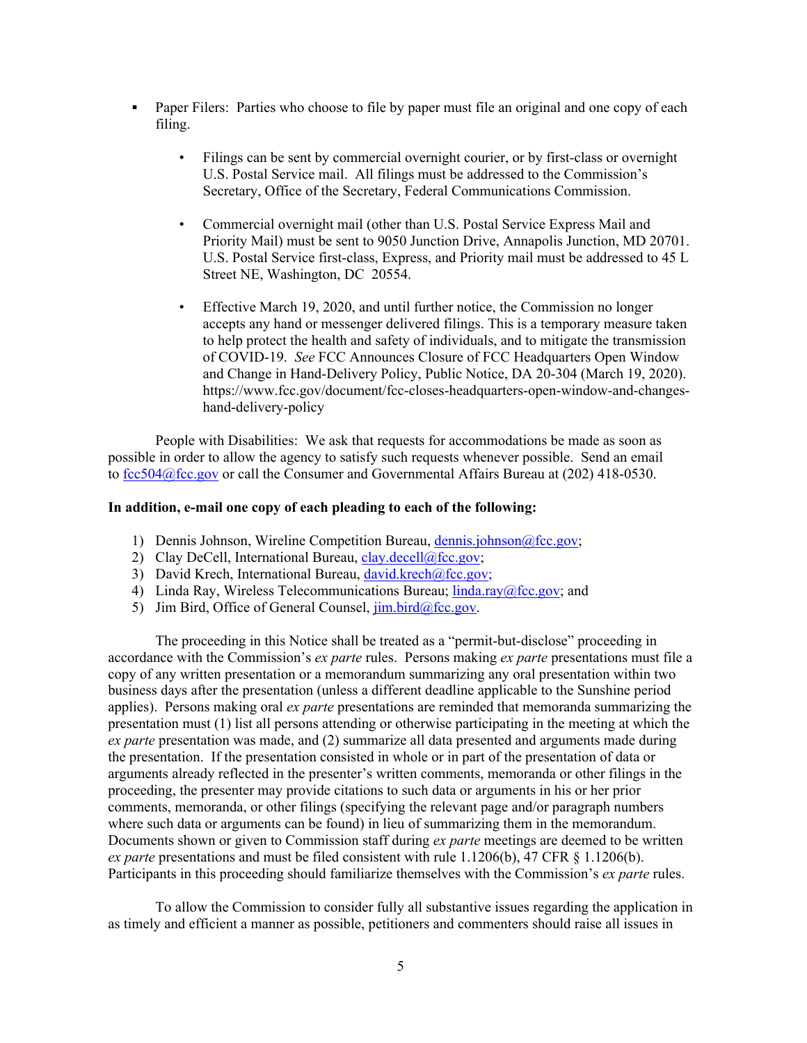- Paper Filers: Parties who choose to file by paper must file an original and one copy of each filing.

  - Filings can be sent by commercial overnight courier, or by first-class or overnight U.S. Postal Service mail. All filings must be addressed to the Commission's Secretary, Office of the Secretary, Federal Communications Commission.

  - Commercial overnight mail (other than U.S. Postal Service Express Mail and Priority Mail) must be sent to 9050 Junction Drive, Annapolis Junction, MD 20701. U.S. Postal Service first-class, Express, and Priority mail must be addressed to 45 L Street NE, Washington, DC 20554.

  - Effective March 19, 2020, and until further notice, the Commission no longer accepts any hand or messenger delivered filings. This is a temporary measure taken to help protect the health and safety of individuals, and to mitigate the transmission of COVID-19. *See* FCC Announces Closure of FCC Headquarters Open Window and Change in Hand-Delivery Policy, Public Notice, DA 20-304 (March 19, 2020). https://www.fcc.gov/document/fcc-closes-headquarters-open-window-and-changes-hand-delivery-policy

People with Disabilities: We ask that requests for accommodations be made as soon as possible in order to allow the agency to satisfy such requests whenever possible. Send an email to fcc504@fcc.gov or call the Consumer and Governmental Affairs Bureau at (202) 418-0530.

**In addition, e-mail one copy of each pleading to each of the following:**

1) Dennis Johnson, Wireline Competition Bureau, dennis.johnson@fcc.gov;
2) Clay DeCell, International Bureau, clay.decell@fcc.gov;
3) David Krech, International Bureau, david.krech@fcc.gov;
4) Linda Ray, Wireless Telecommunications Bureau; linda.ray@fcc.gov; and
5) Jim Bird, Office of General Counsel, jim.bird@fcc.gov.

The proceeding in this Notice shall be treated as a "permit-but-disclose" proceeding in accordance with the Commission's *ex parte* rules. Persons making *ex parte* presentations must file a copy of any written presentation or a memorandum summarizing any oral presentation within two business days after the presentation (unless a different deadline applicable to the Sunshine period applies). Persons making oral *ex parte* presentations are reminded that memoranda summarizing the presentation must (1) list all persons attending or otherwise participating in the meeting at which the *ex parte* presentation was made, and (2) summarize all data presented and arguments made during the presentation. If the presentation consisted in whole or in part of the presentation of data or arguments already reflected in the presenter's written comments, memoranda or other filings in the proceeding, the presenter may provide citations to such data or arguments in his or her prior comments, memoranda, or other filings (specifying the relevant page and/or paragraph numbers where such data or arguments can be found) in lieu of summarizing them in the memorandum. Documents shown or given to Commission staff during *ex parte* meetings are deemed to be written *ex parte* presentations and must be filed consistent with rule 1.1206(b), 47 CFR § 1.1206(b). Participants in this proceeding should familiarize themselves with the Commission's *ex parte* rules.

To allow the Commission to consider fully all substantive issues regarding the application in as timely and efficient a manner as possible, petitioners and commenters should raise all issues in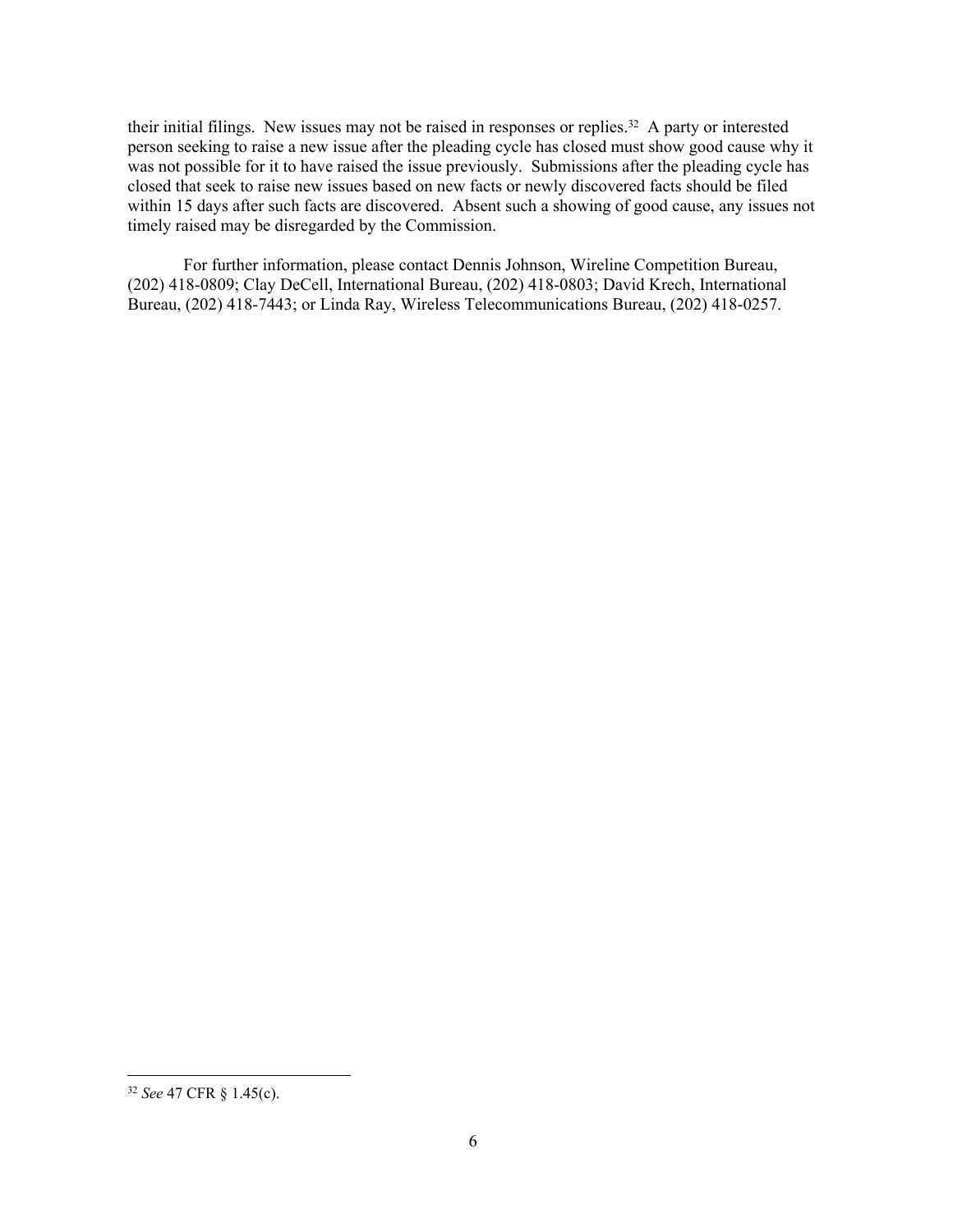their initial filings. New issues may not be raised in responses or replies.[32] A party or interested person seeking to raise a new issue after the pleading cycle has closed must show good cause why it was not possible for it to have raised the issue previously. Submissions after the pleading cycle has closed that seek to raise new issues based on new facts or newly discovered facts should be filed within 15 days after such facts are discovered. Absent such a showing of good cause, any issues not timely raised may be disregarded by the Commission.

For further information, please contact Dennis Johnson, Wireline Competition Bureau, (202) 418-0809; Clay DeCell, International Bureau, (202) 418-0803; David Krech, International Bureau, (202) 418-7443; or Linda Ray, Wireless Telecommunications Bureau, (202) 418-0257.

---

[32] *See* 47 CFR § 1.45(c).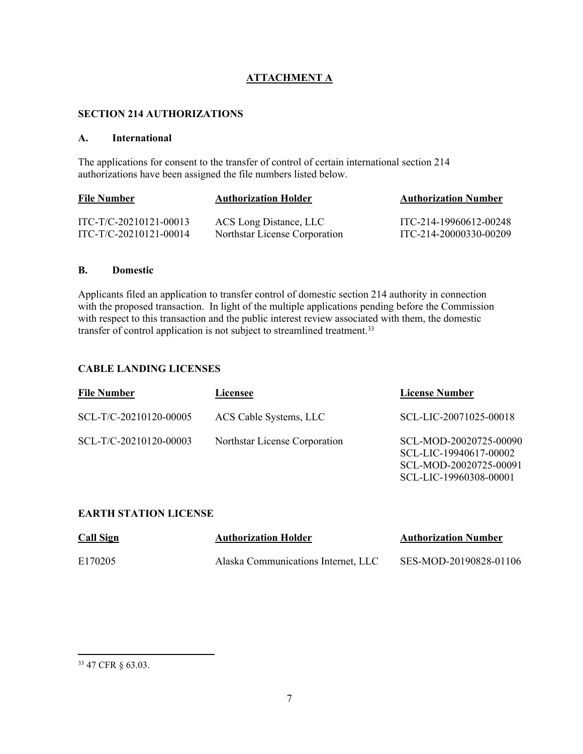# ATTACHMENT A

## SECTION 214 AUTHORIZATIONS

### A. International

The applications for consent to the transfer of control of certain international section 214 authorizations have been assigned the file numbers listed below.

| File Number | Authorization Holder | Authorization Number |
|---|---|---|
| ITC-T/C-20210121-00013 | ACS Long Distance, LLC | ITC-214-19960612-00248 |
| ITC-T/C-20210121-00014 | Northstar License Corporation | ITC-214-20000330-00209 |

### B. Domestic

Applicants filed an application to transfer control of domestic section 214 authority in connection with the proposed transaction. In light of the multiple applications pending before the Commission with respect to this transaction and the public interest review associated with them, the domestic transfer of control application is not subject to streamlined treatment.[33]

## CABLE LANDING LICENSES

| File Number | Licensee | License Number |
|---|---|---|
| SCL-T/C-20210120-00005 | ACS Cable Systems, LLC | SCL-LIC-20071025-00018 |
| SCL-T/C-20210120-00003 | Northstar License Corporation | SCL-MOD-20020725-00090<br>SCL-LIC-19940617-00002<br>SCL-MOD-20020725-00091<br>SCL-LIC-19960308-00001 |

## EARTH STATION LICENSE

| Call Sign | Authorization Holder | Authorization Number |
|---|---|---|
| E170205 | Alaska Communications Internet, LLC | SES-MOD-20190828-01106 |

---

[33] 47 CFR § 63.03.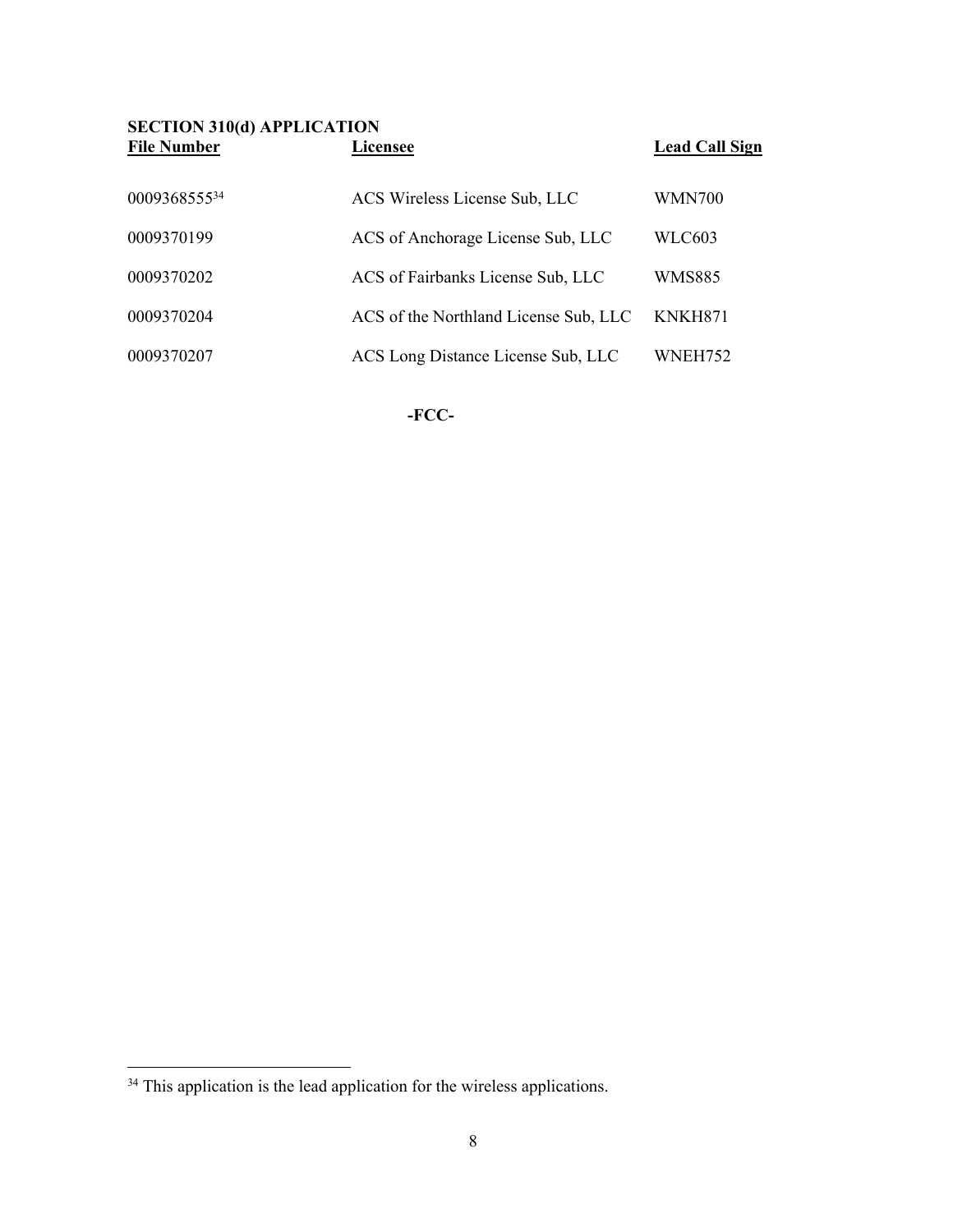**SECTION 310(d) APPLICATION**

| File Number | Licensee | Lead Call Sign |
|---|---|---|
| 0009368555[34] | ACS Wireless License Sub, LLC | WMN700 |
| 0009370199 | ACS of Anchorage License Sub, LLC | WLC603 |
| 0009370202 | ACS of Fairbanks License Sub, LLC | WMS885 |
| 0009370204 | ACS of the Northland License Sub, LLC | KNKH871 |
| 0009370207 | ACS Long Distance License Sub, LLC | WNEH752 |

**-FCC-**

[34] This application is the lead application for the wireless applications.